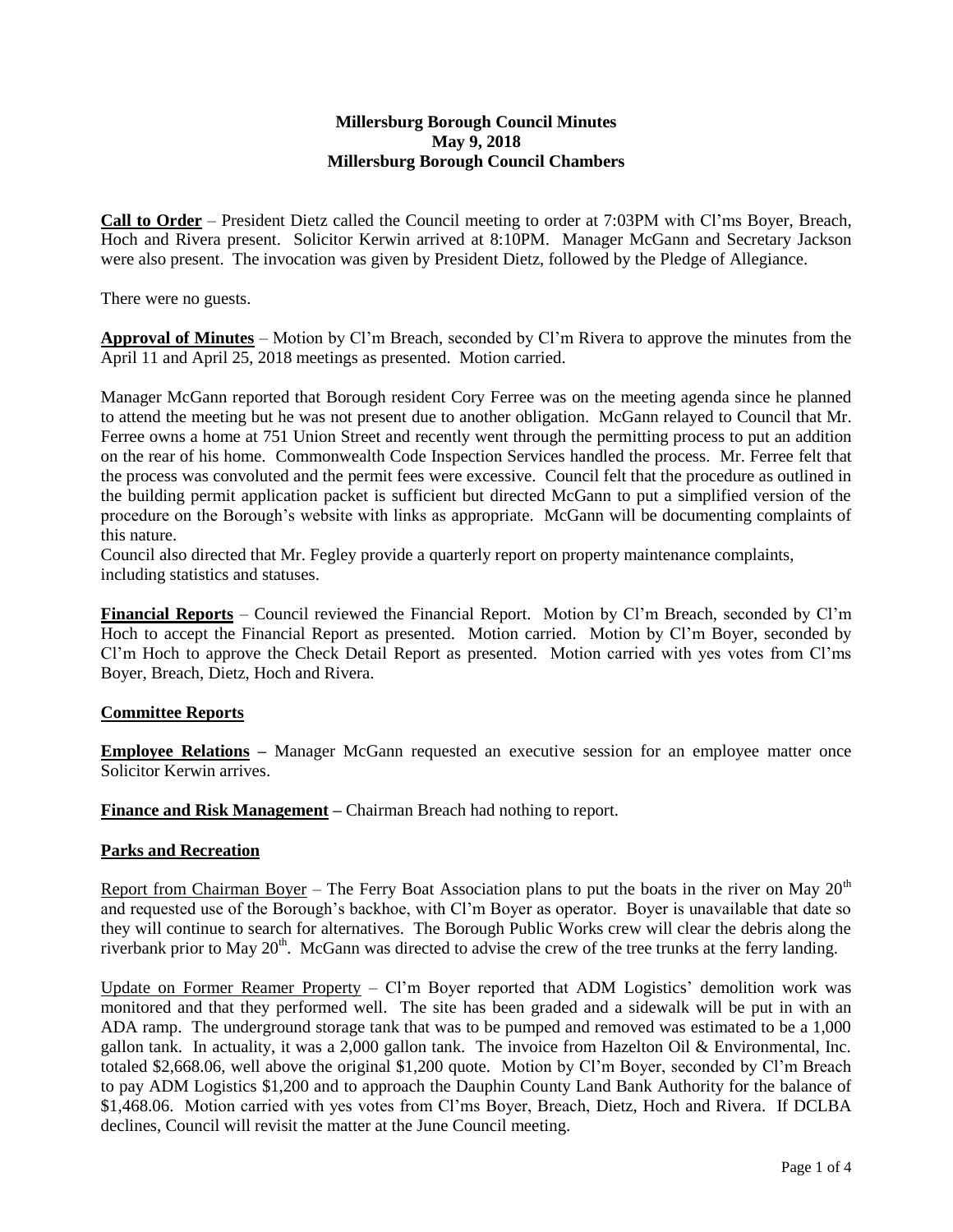# Millersburg Borough Council Minutes
## May 9, 2018
## Millersburg Borough Council Chambers

**Call to Order** – President Dietz called the Council meeting to order at 7:03PM with Cl'ms Boyer, Breach, Hoch and Rivera present. Solicitor Kerwin arrived at 8:10PM. Manager McGann and Secretary Jackson were also present. The invocation was given by President Dietz, followed by the Pledge of Allegiance.

There were no guests.

**Approval of Minutes** – Motion by Cl'm Breach, seconded by Cl'm Rivera to approve the minutes from the April 11 and April 25, 2018 meetings as presented. Motion carried.

Manager McGann reported that Borough resident Cory Ferree was on the meeting agenda since he planned to attend the meeting but he was not present due to another obligation. McGann relayed to Council that Mr. Ferree owns a home at 751 Union Street and recently went through the permitting process to put an addition on the rear of his home. Commonwealth Code Inspection Services handled the process. Mr. Ferree felt that the process was convoluted and the permit fees were excessive. Council felt that the procedure as outlined in the building permit application packet is sufficient but directed McGann to put a simplified version of the procedure on the Borough's website with links as appropriate. McGann will be documenting complaints of this nature.

Council also directed that Mr. Fegley provide a quarterly report on property maintenance complaints, including statistics and statuses.

**Financial Reports** – Council reviewed the Financial Report. Motion by Cl'm Breach, seconded by Cl'm Hoch to accept the Financial Report as presented. Motion carried. Motion by Cl'm Boyer, seconded by Cl'm Hoch to approve the Check Detail Report as presented. Motion carried with yes votes from Cl'ms Boyer, Breach, Dietz, Hoch and Rivera.

## Committee Reports

**Employee Relations –** Manager McGann requested an executive session for an employee matter once Solicitor Kerwin arrives.

**Finance and Risk Management –** Chairman Breach had nothing to report.

## Parks and Recreation

Report from Chairman Boyer – The Ferry Boat Association plans to put the boats in the river on May 20th and requested use of the Borough's backhoe, with Cl'm Boyer as operator. Boyer is unavailable that date so they will continue to search for alternatives. The Borough Public Works crew will clear the debris along the riverbank prior to May 20th. McGann was directed to advise the crew of the tree trunks at the ferry landing.

Update on Former Reamer Property – Cl'm Boyer reported that ADM Logistics' demolition work was monitored and that they performed well. The site has been graded and a sidewalk will be put in with an ADA ramp. The underground storage tank that was to be pumped and removed was estimated to be a 1,000 gallon tank. In actuality, it was a 2,000 gallon tank. The invoice from Hazelton Oil & Environmental, Inc. totaled $2,668.06, well above the original $1,200 quote. Motion by Cl'm Boyer, seconded by Cl'm Breach to pay ADM Logistics $1,200 and to approach the Dauphin County Land Bank Authority for the balance of $1,468.06. Motion carried with yes votes from Cl'ms Boyer, Breach, Dietz, Hoch and Rivera. If DCLBA declines, Council will revisit the matter at the June Council meeting.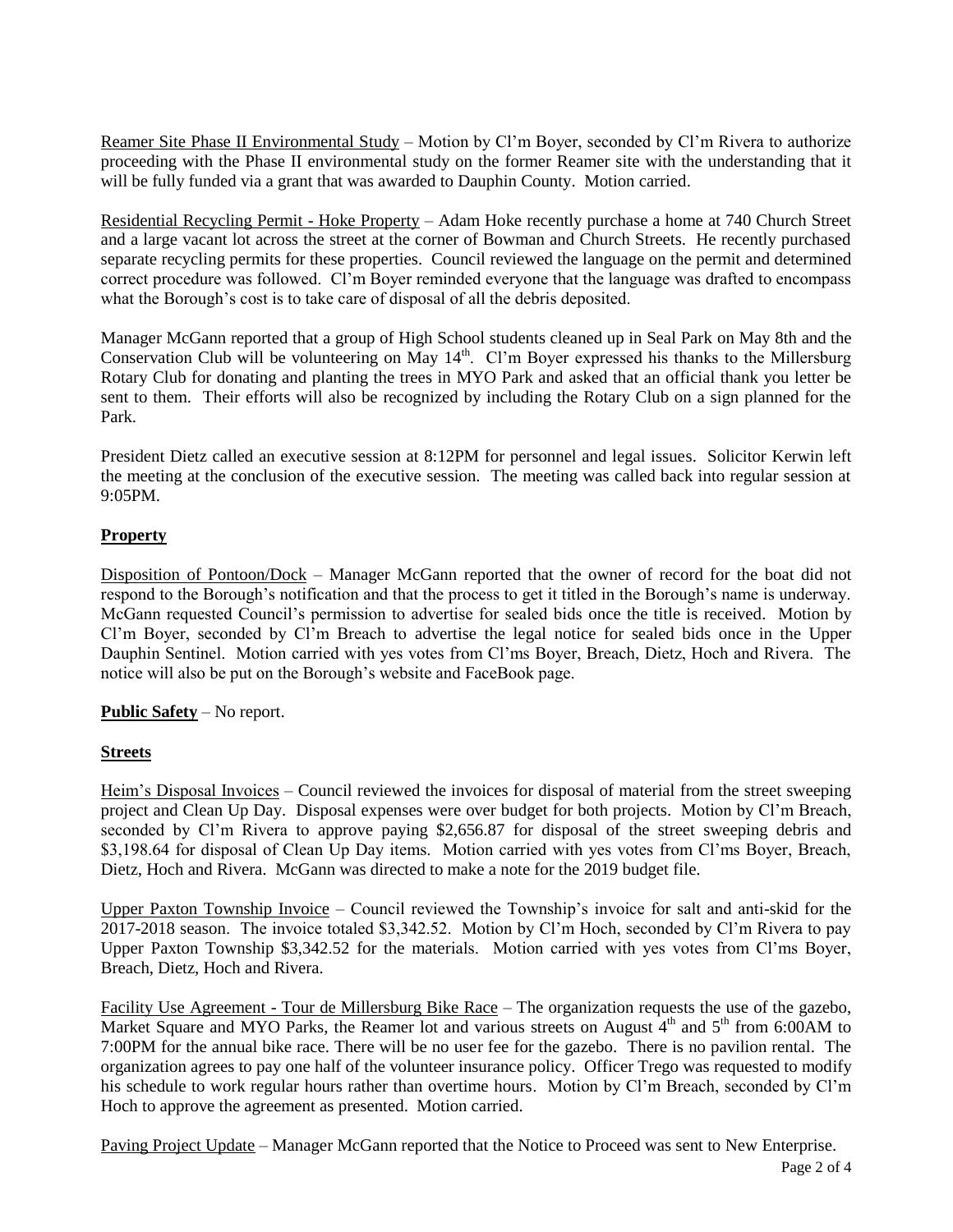Reamer Site Phase II Environmental Study – Motion by Cl'm Boyer, seconded by Cl'm Rivera to authorize proceeding with the Phase II environmental study on the former Reamer site with the understanding that it will be fully funded via a grant that was awarded to Dauphin County. Motion carried.

Residential Recycling Permit - Hoke Property – Adam Hoke recently purchase a home at 740 Church Street and a large vacant lot across the street at the corner of Bowman and Church Streets. He recently purchased separate recycling permits for these properties. Council reviewed the language on the permit and determined correct procedure was followed. Cl'm Boyer reminded everyone that the language was drafted to encompass what the Borough's cost is to take care of disposal of all the debris deposited.

Manager McGann reported that a group of High School students cleaned up in Seal Park on May 8th and the Conservation Club will be volunteering on May 14th. Cl'm Boyer expressed his thanks to the Millersburg Rotary Club for donating and planting the trees in MYO Park and asked that an official thank you letter be sent to them. Their efforts will also be recognized by including the Rotary Club on a sign planned for the Park.

President Dietz called an executive session at 8:12PM for personnel and legal issues. Solicitor Kerwin left the meeting at the conclusion of the executive session. The meeting was called back into regular session at 9:05PM.

## **Property**

Disposition of Pontoon/Dock – Manager McGann reported that the owner of record for the boat did not respond to the Borough's notification and that the process to get it titled in the Borough's name is underway. McGann requested Council's permission to advertise for sealed bids once the title is received. Motion by Cl'm Boyer, seconded by Cl'm Breach to advertise the legal notice for sealed bids once in the Upper Dauphin Sentinel. Motion carried with yes votes from Cl'ms Boyer, Breach, Dietz, Hoch and Rivera. The notice will also be put on the Borough's website and FaceBook page.

**Public Safety** – No report.

## **Streets**

Heim's Disposal Invoices – Council reviewed the invoices for disposal of material from the street sweeping project and Clean Up Day. Disposal expenses were over budget for both projects. Motion by Cl'm Breach, seconded by Cl'm Rivera to approve paying $2,656.87 for disposal of the street sweeping debris and $3,198.64 for disposal of Clean Up Day items. Motion carried with yes votes from Cl'ms Boyer, Breach, Dietz, Hoch and Rivera. McGann was directed to make a note for the 2019 budget file.

Upper Paxton Township Invoice – Council reviewed the Township's invoice for salt and anti-skid for the 2017-2018 season. The invoice totaled $3,342.52. Motion by Cl'm Hoch, seconded by Cl'm Rivera to pay Upper Paxton Township $3,342.52 for the materials. Motion carried with yes votes from Cl'ms Boyer, Breach, Dietz, Hoch and Rivera.

Facility Use Agreement - Tour de Millersburg Bike Race – The organization requests the use of the gazebo, Market Square and MYO Parks, the Reamer lot and various streets on August 4th and 5th from 6:00AM to 7:00PM for the annual bike race. There will be no user fee for the gazebo. There is no pavilion rental. The organization agrees to pay one half of the volunteer insurance policy. Officer Trego was requested to modify his schedule to work regular hours rather than overtime hours. Motion by Cl'm Breach, seconded by Cl'm Hoch to approve the agreement as presented. Motion carried.

Paving Project Update – Manager McGann reported that the Notice to Proceed was sent to New Enterprise.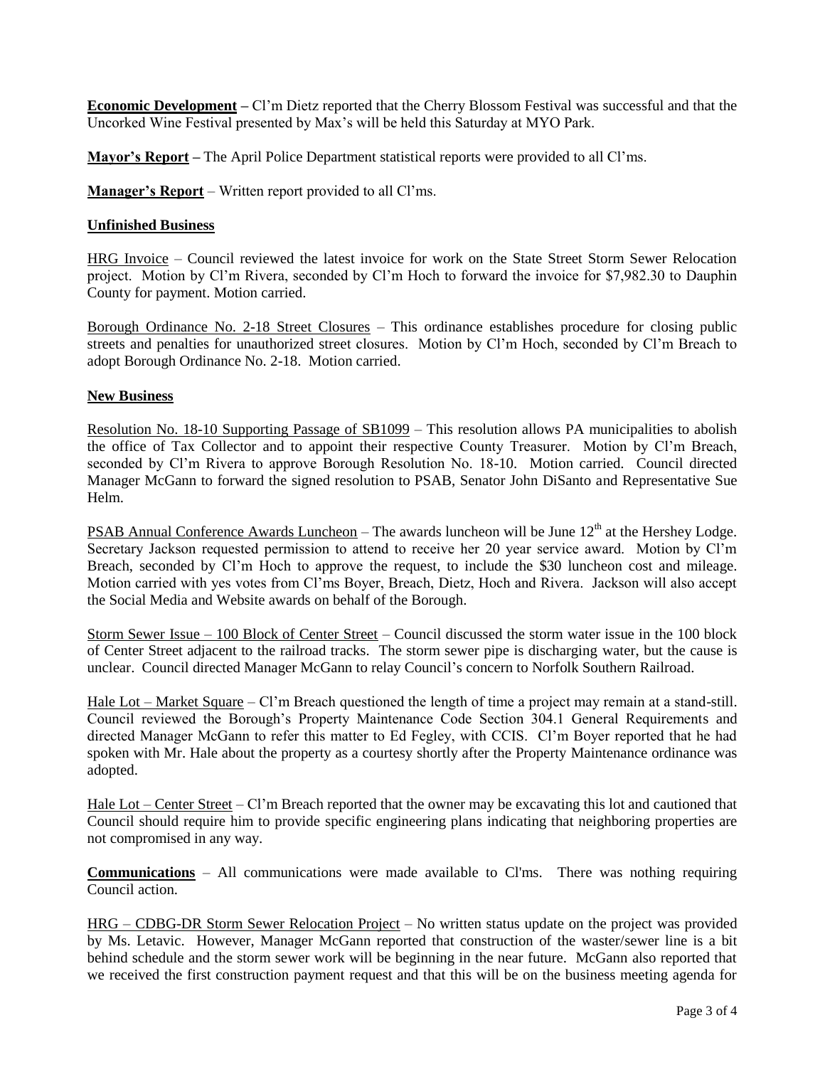**Economic Development –** Cl'm Dietz reported that the Cherry Blossom Festival was successful and that the Uncorked Wine Festival presented by Max's will be held this Saturday at MYO Park.

**Mayor's Report –** The April Police Department statistical reports were provided to all Cl'ms.

**Manager's Report** – Written report provided to all Cl'ms.

**Unfinished Business**

HRG Invoice – Council reviewed the latest invoice for work on the State Street Storm Sewer Relocation project. Motion by Cl'm Rivera, seconded by Cl'm Hoch to forward the invoice for $7,982.30 to Dauphin County for payment. Motion carried.

Borough Ordinance No. 2-18 Street Closures – This ordinance establishes procedure for closing public streets and penalties for unauthorized street closures. Motion by Cl'm Hoch, seconded by Cl'm Breach to adopt Borough Ordinance No. 2-18. Motion carried.

**New Business**

Resolution No. 18-10 Supporting Passage of SB1099 – This resolution allows PA municipalities to abolish the office of Tax Collector and to appoint their respective County Treasurer. Motion by Cl'm Breach, seconded by Cl'm Rivera to approve Borough Resolution No. 18-10. Motion carried. Council directed Manager McGann to forward the signed resolution to PSAB, Senator John DiSanto and Representative Sue Helm.

PSAB Annual Conference Awards Luncheon – The awards luncheon will be June 12th at the Hershey Lodge. Secretary Jackson requested permission to attend to receive her 20 year service award. Motion by Cl'm Breach, seconded by Cl'm Hoch to approve the request, to include the $30 luncheon cost and mileage. Motion carried with yes votes from Cl'ms Boyer, Breach, Dietz, Hoch and Rivera. Jackson will also accept the Social Media and Website awards on behalf of the Borough.

Storm Sewer Issue – 100 Block of Center Street – Council discussed the storm water issue in the 100 block of Center Street adjacent to the railroad tracks. The storm sewer pipe is discharging water, but the cause is unclear. Council directed Manager McGann to relay Council's concern to Norfolk Southern Railroad.

Hale Lot – Market Square – Cl'm Breach questioned the length of time a project may remain at a stand-still. Council reviewed the Borough's Property Maintenance Code Section 304.1 General Requirements and directed Manager McGann to refer this matter to Ed Fegley, with CCIS. Cl'm Boyer reported that he had spoken with Mr. Hale about the property as a courtesy shortly after the Property Maintenance ordinance was adopted.

Hale Lot – Center Street – Cl'm Breach reported that the owner may be excavating this lot and cautioned that Council should require him to provide specific engineering plans indicating that neighboring properties are not compromised in any way.

**Communications** – All communications were made available to Cl'ms. There was nothing requiring Council action.

HRG – CDBG-DR Storm Sewer Relocation Project – No written status update on the project was provided by Ms. Letavic. However, Manager McGann reported that construction of the waster/sewer line is a bit behind schedule and the storm sewer work will be beginning in the near future. McGann also reported that we received the first construction payment request and that this will be on the business meeting agenda for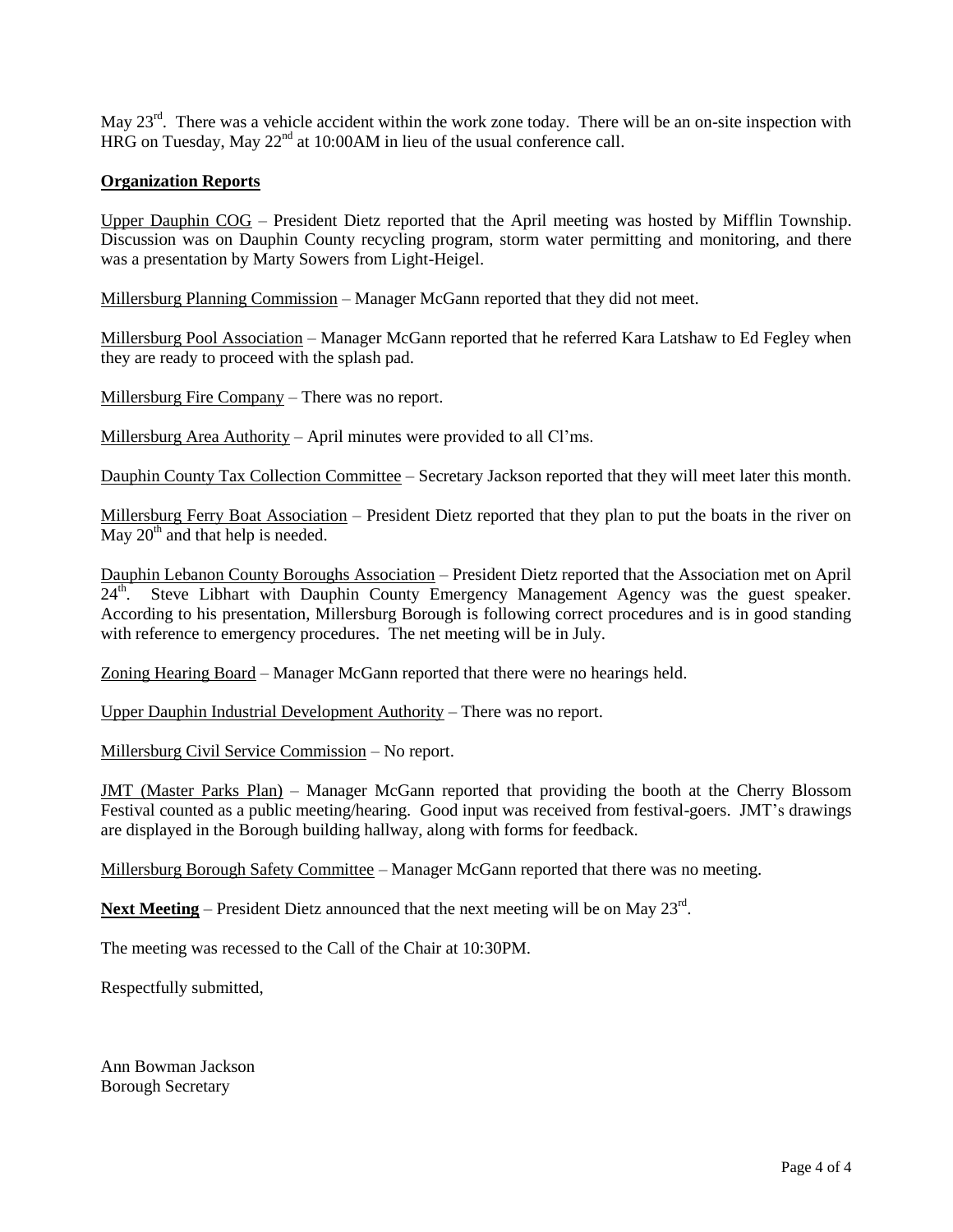May 23rd. There was a vehicle accident within the work zone today. There will be an on-site inspection with HRG on Tuesday, May 22nd at 10:00AM in lieu of the usual conference call.

**Organization Reports**

Upper Dauphin COG – President Dietz reported that the April meeting was hosted by Mifflin Township. Discussion was on Dauphin County recycling program, storm water permitting and monitoring, and there was a presentation by Marty Sowers from Light-Heigel.

Millersburg Planning Commission – Manager McGann reported that they did not meet.

Millersburg Pool Association – Manager McGann reported that he referred Kara Latshaw to Ed Fegley when they are ready to proceed with the splash pad.

Millersburg Fire Company – There was no report.

Millersburg Area Authority – April minutes were provided to all Cl'ms.

Dauphin County Tax Collection Committee – Secretary Jackson reported that they will meet later this month.

Millersburg Ferry Boat Association – President Dietz reported that they plan to put the boats in the river on May 20th and that help is needed.

Dauphin Lebanon County Boroughs Association – President Dietz reported that the Association met on April 24th. Steve Libhart with Dauphin County Emergency Management Agency was the guest speaker. According to his presentation, Millersburg Borough is following correct procedures and is in good standing with reference to emergency procedures. The net meeting will be in July.

Zoning Hearing Board – Manager McGann reported that there were no hearings held.

Upper Dauphin Industrial Development Authority – There was no report.

Millersburg Civil Service Commission – No report.

JMT (Master Parks Plan) – Manager McGann reported that providing the booth at the Cherry Blossom Festival counted as a public meeting/hearing. Good input was received from festival-goers. JMT's drawings are displayed in the Borough building hallway, along with forms for feedback.

Millersburg Borough Safety Committee – Manager McGann reported that there was no meeting.

**Next Meeting** – President Dietz announced that the next meeting will be on May 23rd.

The meeting was recessed to the Call of the Chair at 10:30PM.

Respectfully submitted,

Ann Bowman Jackson
Borough Secretary